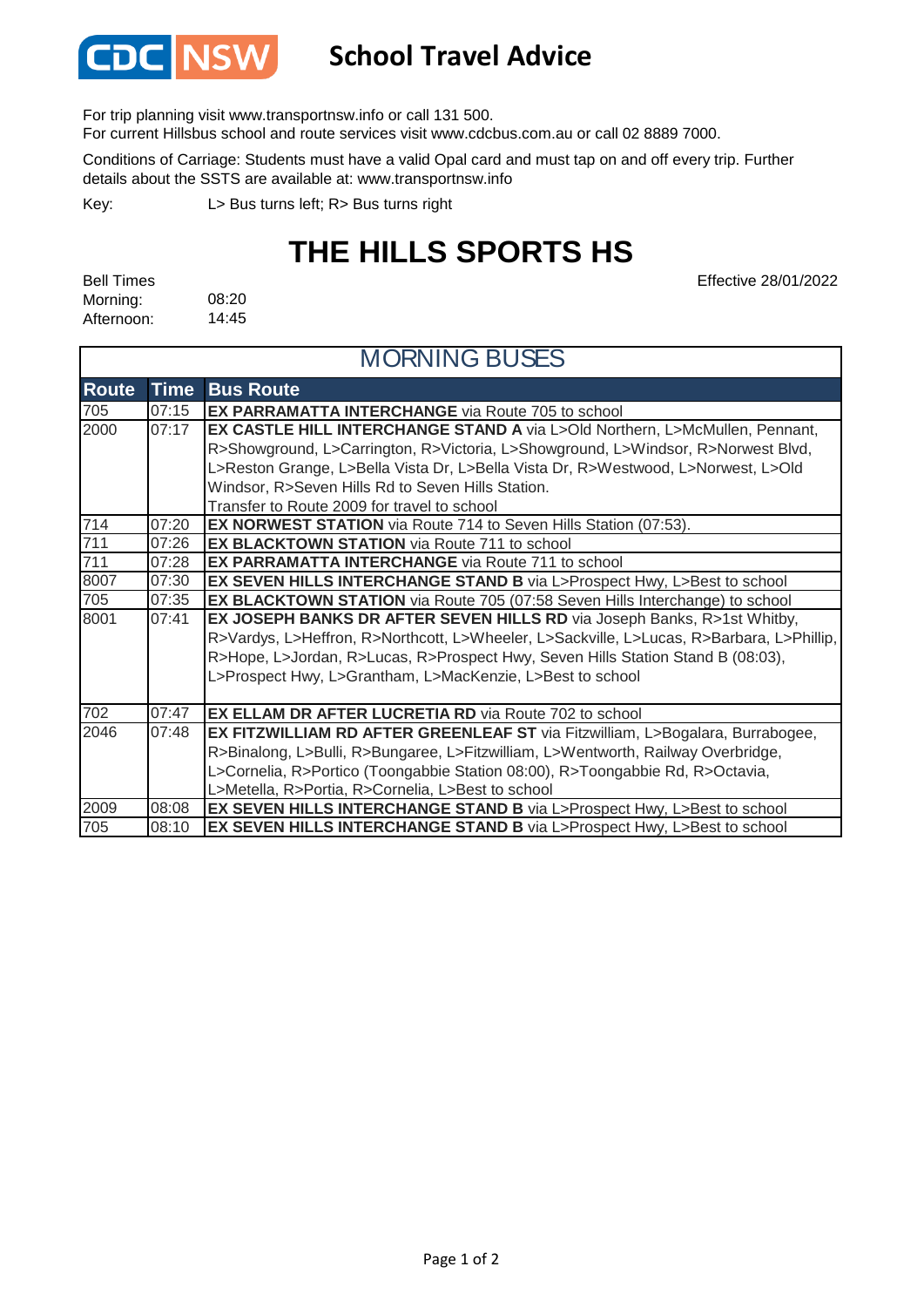# School Travel Advice

For trip planning visit www.transportnsw.info or call 131 500.
For current Hillsbus school and route services visit www.cdcbus.com.au or call 02 8889 7000.

Conditions of Carriage: Students must have a valid Opal card and must tap on and off every trip. Further details about the SSTS are available at: www.transportnsw.info

Key: L> Bus turns left; R> Bus turns right

# THE HILLS SPORTS HS

Effective 28/01/2022

Bell Times
Morning: 08:20
Afternoon: 14:45

## MORNING BUSES

| Route | Time | Bus Route |
|---|---|---|
| 705 | 07:15 | **EX PARRAMATTA INTERCHANGE** via Route 705 to school |
| 2000 | 07:17 | **EX CASTLE HILL INTERCHANGE STAND A** via L>Old Northern, L>McMullen, Pennant, R>Showground, L>Carrington, R>Victoria, L>Showground, L>Windsor, R>Norwest Blvd, L>Reston Grange, L>Bella Vista Dr, L>Bella Vista Dr, R>Westwood, L>Norwest, L>Old Windsor, R>Seven Hills Rd to Seven Hills Station. Transfer to Route 2009 for travel to school |
| 714 | 07:20 | **EX NORWEST STATION** via Route 714 to Seven Hills Station (07:53). |
| 711 | 07:26 | **EX BLACKTOWN STATION** via Route 711 to school |
| 711 | 07:28 | **EX PARRAMATTA INTERCHANGE** via Route 711 to school |
| 8007 | 07:30 | **EX SEVEN HILLS INTERCHANGE STAND B** via L>Prospect Hwy, L>Best to school |
| 705 | 07:35 | **EX BLACKTOWN STATION** via Route 705 (07:58 Seven Hills Interchange) to school |
| 8001 | 07:41 | **EX JOSEPH BANKS DR AFTER SEVEN HILLS RD** via Joseph Banks, R>1st Whitby, R>Vardys, L>Heffron, R>Northcott, L>Wheeler, L>Sackville, L>Lucas, R>Barbara, L>Phillip, R>Hope, L>Jordan, R>Lucas, R>Prospect Hwy, Seven Hills Station Stand B (08:03), L>Prospect Hwy, L>Grantham, L>MacKenzie, L>Best to school |
| 702 | 07:47 | **EX ELLAM DR AFTER LUCRETIA RD** via Route 702 to school |
| 2046 | 07:48 | **EX FITZWILLIAM RD AFTER GREENLEAF ST** via Fitzwilliam, L>Bogalara, Burrabogee, R>Binalong, L>Bulli, R>Bungaree, L>Fitzwilliam, L>Wentworth, Railway Overbridge, L>Cornelia, R>Portico (Toongabbie Station 08:00), R>Toongabbie Rd, R>Octavia, L>Metella, R>Portia, R>Cornelia, L>Best to school |
| 2009 | 08:08 | **EX SEVEN HILLS INTERCHANGE STAND B** via L>Prospect Hwy, L>Best to school |
| 705 | 08:10 | **EX SEVEN HILLS INTERCHANGE STAND B** via L>Prospect Hwy, L>Best to school |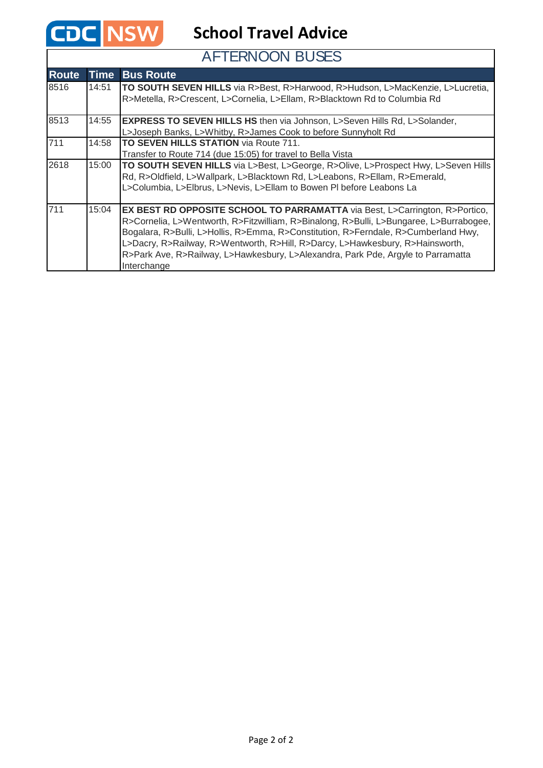# School Travel Advice

## AFTERNOON BUSES

| Route | Time | Bus Route |
|---|---|---|
| 8516 | 14:51 | **TO SOUTH SEVEN HILLS** via R>Best, R>Harwood, R>Hudson, L>MacKenzie, L>Lucretia, R>Metella, R>Crescent, L>Cornelia, L>Ellam, R>Blacktown Rd to Columbia Rd |
| 8513 | 14:55 | **EXPRESS TO SEVEN HILLS HS** then via Johnson, L>Seven Hills Rd, L>Solander, L>Joseph Banks, L>Whitby, R>James Cook to before Sunnyholt Rd |
| 711 | 14:58 | **TO SEVEN HILLS STATION** via Route 711. Transfer to Route 714 (due 15:05) for travel to Bella Vista |
| 2618 | 15:00 | **TO SOUTH SEVEN HILLS** via L>Best, L>George, R>Olive, L>Prospect Hwy, L>Seven Hills Rd, R>Oldfield, L>Wallpark, L>Blacktown Rd, L>Leabons, R>Ellam, R>Emerald, L>Columbia, L>Elbrus, L>Nevis, L>Ellam to Bowen Pl before Leabons La |
| 711 | 15:04 | **EX BEST RD OPPOSITE SCHOOL TO PARRAMATTA** via Best, L>Carrington, R>Portico, R>Cornelia, L>Wentworth, R>Fitzwilliam, R>Binalong, R>Bulli, L>Bungaree, L>Burrabogee, Bogalara, R>Bulli, L>Hollis, R>Emma, R>Constitution, R>Ferndale, R>Cumberland Hwy, L>Dacry, R>Railway, R>Wentworth, R>Hill, R>Darcy, L>Hawkesbury, R>Hainsworth, R>Park Ave, R>Railway, L>Hawkesbury, L>Alexandra, Park Pde, Argyle to Parramatta Interchange |